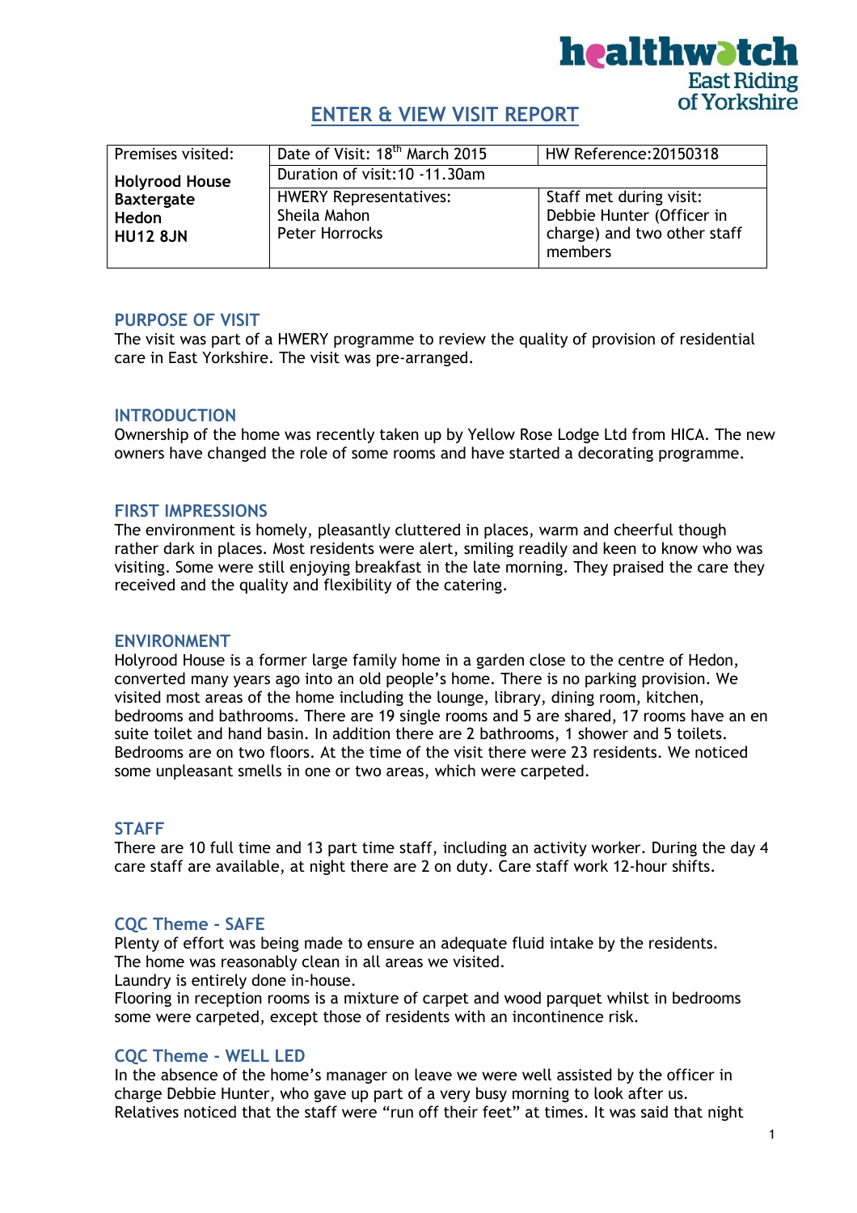# ENTER & VIEW VISIT REPORT

| Premises visited: | Date of Visit: 18th March 2015 | HW Reference:20150318 |
|---|---|---|
| **Holyrood House Baxtergate Hedon HU12 8JN** | Duration of visit:10 -11.30am | |
| | HWERY Representatives: Sheila Mahon Peter Horrocks | Staff met during visit: Debbie Hunter (Officer in charge) and two other staff members |

## PURPOSE OF VISIT

The visit was part of a HWERY programme to review the quality of provision of residential care in East Yorkshire. The visit was pre-arranged.

## INTRODUCTION

Ownership of the home was recently taken up by Yellow Rose Lodge Ltd from HICA. The new owners have changed the role of some rooms and have started a decorating programme.

## FIRST IMPRESSIONS

The environment is homely, pleasantly cluttered in places, warm and cheerful though rather dark in places. Most residents were alert, smiling readily and keen to know who was visiting. Some were still enjoying breakfast in the late morning. They praised the care they received and the quality and flexibility of the catering.

## ENVIRONMENT

Holyrood House is a former large family home in a garden close to the centre of Hedon, converted many years ago into an old people's home. There is no parking provision. We visited most areas of the home including the lounge, library, dining room, kitchen, bedrooms and bathrooms. There are 19 single rooms and 5 are shared, 17 rooms have an en suite toilet and hand basin. In addition there are 2 bathrooms, 1 shower and 5 toilets. Bedrooms are on two floors. At the time of the visit there were 23 residents. We noticed some unpleasant smells in one or two areas, which were carpeted.

## STAFF

There are 10 full time and 13 part time staff, including an activity worker. During the day 4 care staff are available, at night there are 2 on duty. Care staff work 12-hour shifts.

## CQC Theme - SAFE

Plenty of effort was being made to ensure an adequate fluid intake by the residents.
The home was reasonably clean in all areas we visited.
Laundry is entirely done in-house.
Flooring in reception rooms is a mixture of carpet and wood parquet whilst in bedrooms some were carpeted, except those of residents with an incontinence risk.

## CQC Theme - WELL LED

In the absence of the home's manager on leave we were well assisted by the officer in charge Debbie Hunter, who gave up part of a very busy morning to look after us.
Relatives noticed that the staff were "run off their feet" at times. It was said that night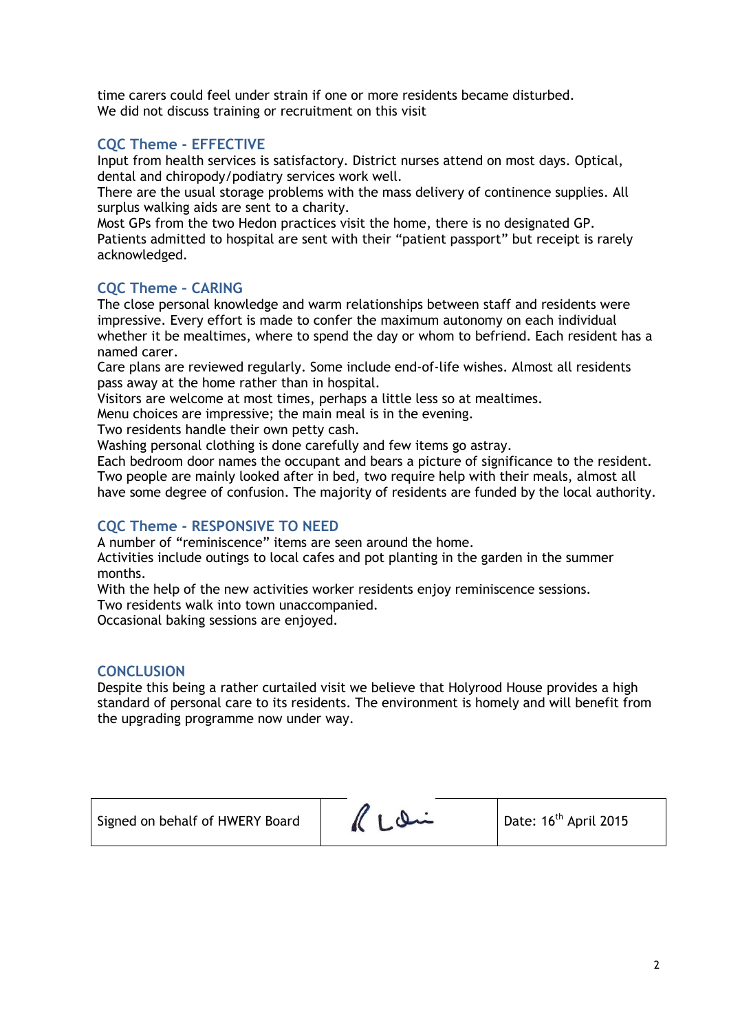time carers could feel under strain if one or more residents became disturbed.
We did not discuss training or recruitment on this visit

## CQC Theme - EFFECTIVE

Input from health services is satisfactory. District nurses attend on most days. Optical, dental and chiropody/podiatry services work well.
There are the usual storage problems with the mass delivery of continence supplies. All surplus walking aids are sent to a charity.
Most GPs from the two Hedon practices visit the home, there is no designated GP.
Patients admitted to hospital are sent with their "patient passport" but receipt is rarely acknowledged.

## CQC Theme – CARING

The close personal knowledge and warm relationships between staff and residents were impressive. Every effort is made to confer the maximum autonomy on each individual whether it be mealtimes, where to spend the day or whom to befriend. Each resident has a named carer.
Care plans are reviewed regularly. Some include end-of-life wishes. Almost all residents pass away at the home rather than in hospital.
Visitors are welcome at most times, perhaps a little less so at mealtimes.
Menu choices are impressive; the main meal is in the evening.
Two residents handle their own petty cash.
Washing personal clothing is done carefully and few items go astray.
Each bedroom door names the occupant and bears a picture of significance to the resident.
Two people are mainly looked after in bed, two require help with their meals, almost all have some degree of confusion. The majority of residents are funded by the local authority.

## CQC Theme - RESPONSIVE TO NEED

A number of "reminiscence" items are seen around the home.
Activities include outings to local cafes and pot planting in the garden in the summer months.
With the help of the new activities worker residents enjoy reminiscence sessions.
Two residents walk into town unaccompanied.
Occasional baking sessions are enjoyed.

## CONCLUSION

Despite this being a rather curtailed visit we believe that Holyrood House provides a high standard of personal care to its residents. The environment is homely and will benefit from the upgrading programme now under way.

| | | |
|---|---|---|
| Signed on behalf of HWERY Board | (signature) | Date: 16th April 2015 |